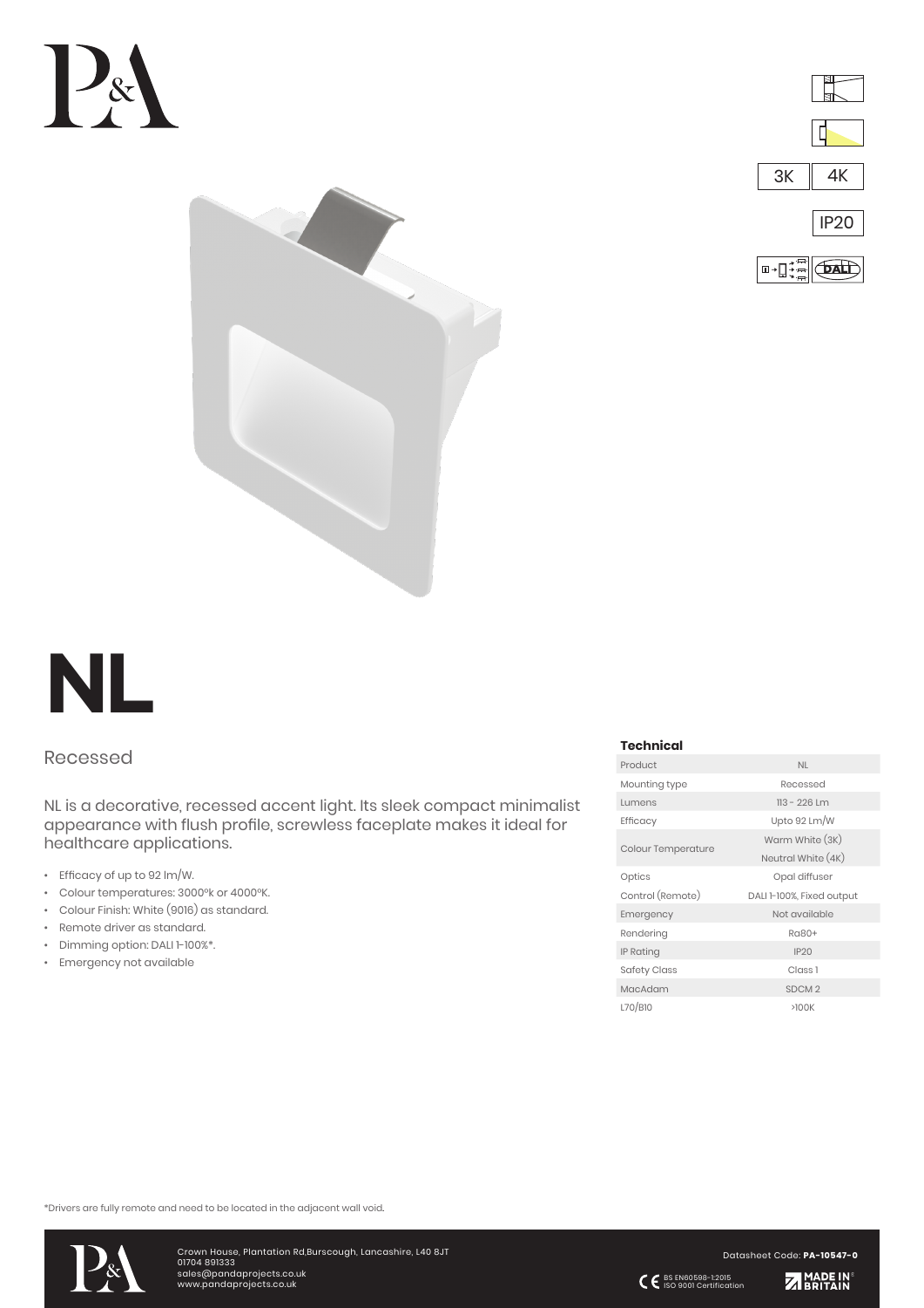3K 4K

IP20

DALI

# NL

## Recessed

NL is a decorative, recessed accent light. Its sleek compact minimalist appearance with flush profile, screwless faceplate makes it ideal for healthcare applications.

- Efficacy of up to 92 lm/W.
- Colour temperatures: 3000°k or 4000°K.
- Colour Finish: White (9016) as standard.
- Remote driver as standard.
- Dimming option: DALI 1-100%*.
- Emergency not available

**Technical**

| | |
|---|---|
| Product | NL |
| Mounting type | Recessed |
| Lumens | 113 - 226 Lm |
| Efficacy | Upto 92 Lm/W |
| Colour Temperature | Warm White (3K)<br>Neutral White (4K) |
| Optics | Opal diffuser |
| Control (Remote) | DALI 1-100%, Fixed output |
| Emergency | Not available |
| Rendering | Ra80+ |
| IP Rating | IP20 |
| Safety Class | Class 1 |
| MacAdam | SDCM 2 |
| L70/B10 | >100K |

*Drivers are fully remote and need to be located in the adjacent wall void.

Crown House, Plantation Rd,Burscough, Lancashire, L40 8JT
01704 891333
sales@pandaprojects.co.uk
www.pandaprojects.co.uk

Datasheet Code: **PA-10547-0**

BS EN60598-1:2015
ISO 9001 Certification

MADE IN BRITAIN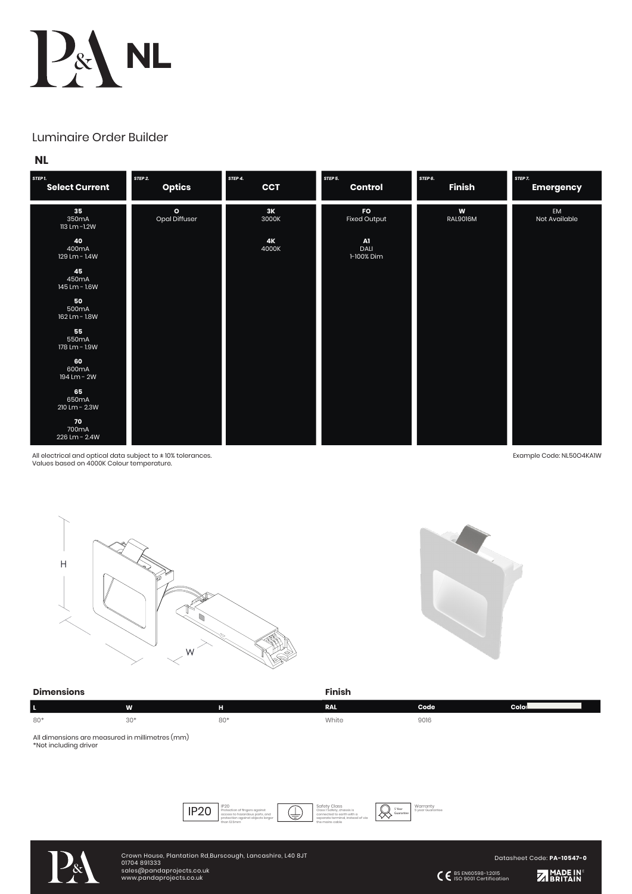# P&A NL

## Luminaire Order Builder

**NL**

| *STEP 1.* **Select Current** | *STEP 2.* **Optics** | *STEP 4.* **CCT** | *STEP 5.* **Control** | *STEP 6.* **Finish** | *STEP 7.* **Emergency** |
|---|---|---|---|---|---|
| **35** 350mA 113 Lm -1.2W | **O** Opal Diffuser | **3K** 3000K | **FO** Fixed Output | **W** RAL9016M | EM Not Available |
| **40** 400mA 129 Lm - 1.4W | | **4K** 4000K | **A1** DALI 1-100% Dim | | |
| **45** 450mA 145 Lm - 1.6W | | | | | |
| **50** 500mA 162 Lm - 1.8W | | | | | |
| **55** 550mA 178 Lm - 1.9W | | | | | |
| **60** 600mA 194 Lm - 2W | | | | | |
| **65** 650mA 210 Lm - 2.3W | | | | | |
| **70** 700mA 226 Lm - 2.4W | | | | | |

All electrical and optical data subject to ± 10% tolerances.
Values based on 4000K Colour temperature.

Example Code: NL50O4KA1W

H

W

### Dimensions

| L | W | H |
|---|---|---|
| 80* | 30* | 80* |

All dimensions are measured in millimetres (mm)
*Not including driver

### Finish

| RAL | Code | Colour |
|---|---|---|
| White | 9016 | |

IP20 — IP20 Protection of fingers against access to hazardous parts, and protection against objects larger than 12.5mm

Safety Class — Class I Safety, chassis is connected to earth with a separate terminal, instead of via the mains cable

5 Year Guarantee — Warranty 5 year Guarantee

Crown House, Plantation Rd,Burscough, Lancashire, L40 8JT
01704 891333
sales@pandaprojects.co.uk
www.pandaprojects.co.uk

Datasheet Code: **PA-10547-0**

CE BS EN60598-1:2015 ISO 9001 Certification

MADE IN BRITAIN